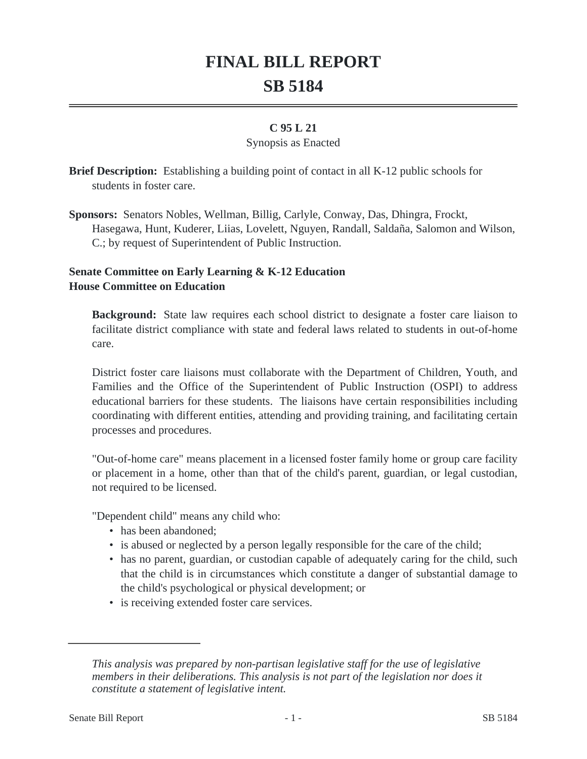# FINAL BILL REPORT
# SB 5184

**C 95 L 21**

Synopsis as Enacted

**Brief Description:** Establishing a building point of contact in all K-12 public schools for students in foster care.

**Sponsors:** Senators Nobles, Wellman, Billig, Carlyle, Conway, Das, Dhingra, Frockt, Hasegawa, Hunt, Kuderer, Liias, Lovelett, Nguyen, Randall, Saldaña, Salomon and Wilson, C.; by request of Superintendent of Public Instruction.

**Senate Committee on Early Learning & K-12 Education**
**House Committee on Education**

**Background:** State law requires each school district to designate a foster care liaison to facilitate district compliance with state and federal laws related to students in out-of-home care.

District foster care liaisons must collaborate with the Department of Children, Youth, and Families and the Office of the Superintendent of Public Instruction (OSPI) to address educational barriers for these students. The liaisons have certain responsibilities including coordinating with different entities, attending and providing training, and facilitating certain processes and procedures.

"Out-of-home care" means placement in a licensed foster family home or group care facility or placement in a home, other than that of the child's parent, guardian, or legal custodian, not required to be licensed.

"Dependent child" means any child who:

- has been abandoned;
- is abused or neglected by a person legally responsible for the care of the child;
- has no parent, guardian, or custodian capable of adequately caring for the child, such that the child is in circumstances which constitute a danger of substantial damage to the child's psychological or physical development; or
- is receiving extended foster care services.

---

*This analysis was prepared by non-partisan legislative staff for the use of legislative members in their deliberations. This analysis is not part of the legislation nor does it constitute a statement of legislative intent.*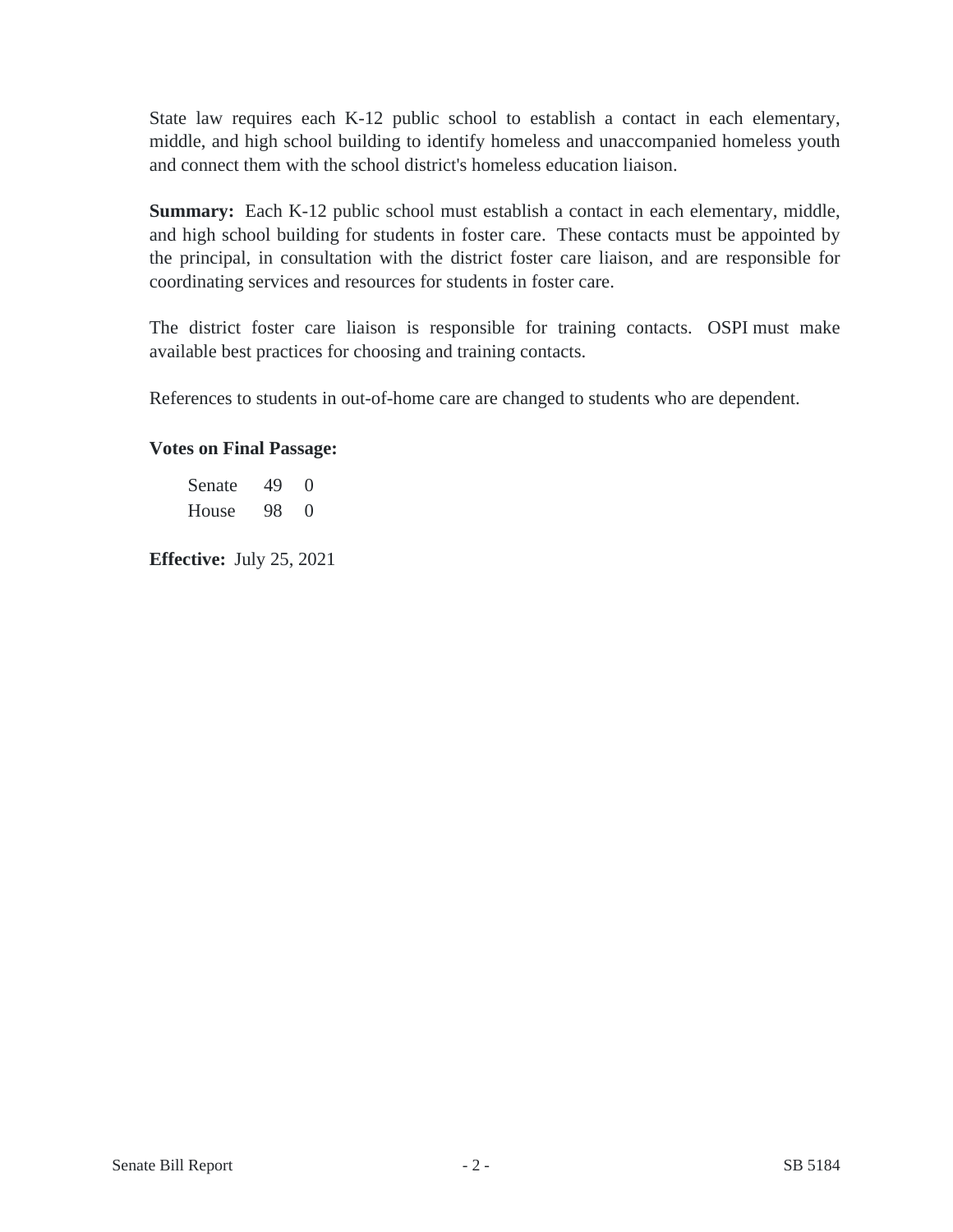State law requires each K-12 public school to establish a contact in each elementary, middle, and high school building to identify homeless and unaccompanied homeless youth and connect them with the school district's homeless education liaison.

**Summary:** Each K-12 public school must establish a contact in each elementary, middle, and high school building for students in foster care. These contacts must be appointed by the principal, in consultation with the district foster care liaison, and are responsible for coordinating services and resources for students in foster care.

The district foster care liaison is responsible for training contacts. OSPI must make available best practices for choosing and training contacts.

References to students in out-of-home care are changed to students who are dependent.

**Votes on Final Passage:**

| | | |
|---|---|---|
| Senate | 49 | 0 |
| House | 98 | 0 |

**Effective:** July 25, 2021